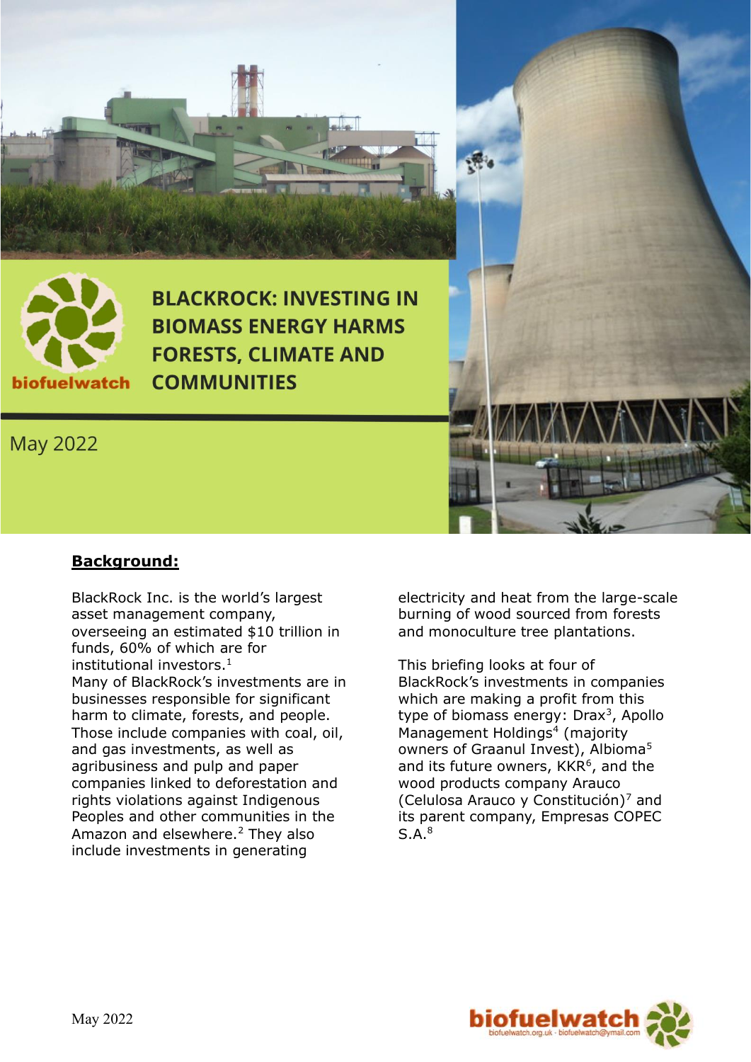# BLACKROCK: INVESTING IN BIOMASS ENERGY HARMS FORESTS, CLIMATE AND COMMUNITIES

biofuelwatch

May 2022

## Background:

BlackRock Inc. is the world's largest asset management company, overseeing an estimated $10 trillion in funds, 60% of which are for institutional investors.[1]
Many of BlackRock's investments are in businesses responsible for significant harm to climate, forests, and people. Those include companies with coal, oil, and gas investments, as well as agribusiness and pulp and paper companies linked to deforestation and rights violations against Indigenous Peoples and other communities in the Amazon and elsewhere.[2] They also include investments in generating electricity and heat from the large-scale burning of wood sourced from forests and monoculture tree plantations.

This briefing looks at four of BlackRock's investments in companies which are making a profit from this type of biomass energy: Drax[3], Apollo Management Holdings[4] (majority owners of Graanul Invest), Albioma[5] and its future owners, KKR[6], and the wood products company Arauco (Celulosa Arauco y Constitución)[7] and its parent company, Empresas COPEC S.A.[8]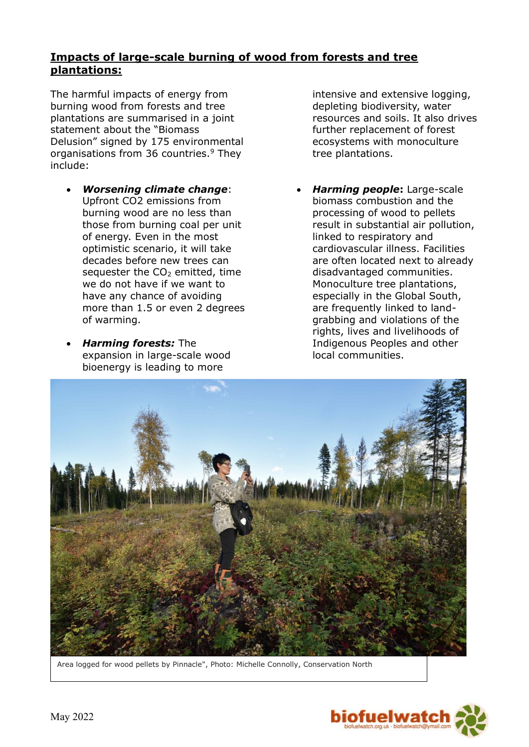## Impacts of large-scale burning of wood from forests and tree plantations:

The harmful impacts of energy from burning wood from forests and tree plantations are summarised in a joint statement about the "Biomass Delusion" signed by 175 environmental organisations from 36 countries.[9] They include:

- ***Worsening climate change***: Upfront CO2 emissions from burning wood are no less than those from burning coal per unit of energy. Even in the most optimistic scenario, it will take decades before new trees can sequester the $CO_2$ emitted, time we do not have if we want to have any chance of avoiding more than 1.5 or even 2 degrees of warming.
- ***Harming forests:*** The expansion in large-scale wood bioenergy is leading to more intensive and extensive logging, depleting biodiversity, water resources and soils. It also drives further replacement of forest ecosystems with monoculture tree plantations.
- ***Harming people*****:** Large-scale biomass combustion and the processing of wood to pellets result in substantial air pollution, linked to respiratory and cardiovascular illness. Facilities are often located next to already disadvantaged communities. Monoculture tree plantations, especially in the Global South, are frequently linked to land-grabbing and violations of the rights, lives and livelihoods of Indigenous Peoples and other local communities.

Area logged for wood pellets by Pinnacle", Photo: Michelle Connolly, Conservation North

May 2022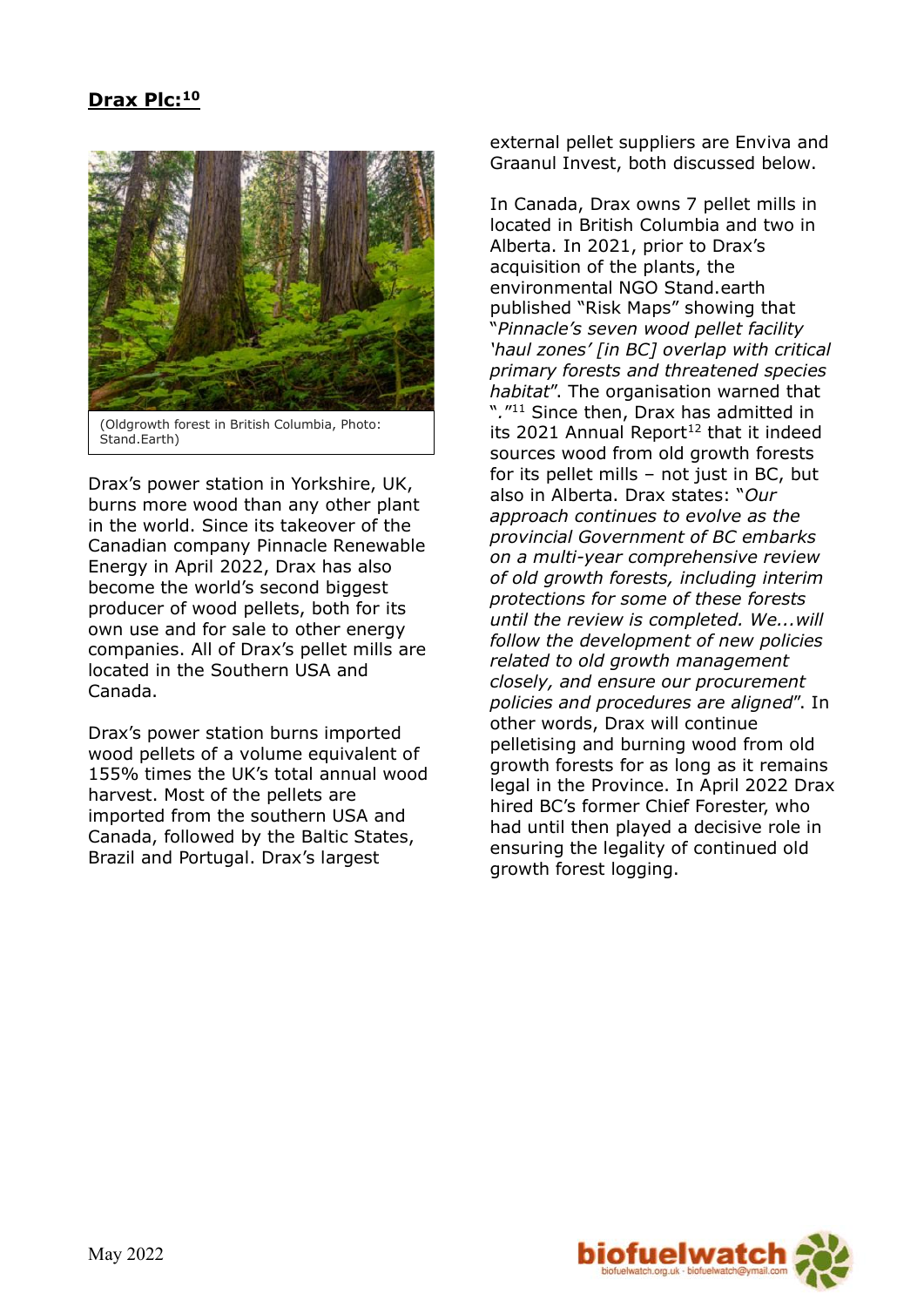## **Drax Plc:[10]**

(Oldgrowth forest in British Columbia, Photo: Stand.Earth)

Drax's power station in Yorkshire, UK, burns more wood than any other plant in the world. Since its takeover of the Canadian company Pinnacle Renewable Energy in April 2022, Drax has also become the world's second biggest producer of wood pellets, both for its own use and for sale to other energy companies. All of Drax's pellet mills are located in the Southern USA and Canada.

Drax's power station burns imported wood pellets of a volume equivalent of 155% times the UK's total annual wood harvest. Most of the pellets are imported from the southern USA and Canada, followed by the Baltic States, Brazil and Portugal. Drax's largest external pellet suppliers are Enviva and Graanul Invest, both discussed below.

In Canada, Drax owns 7 pellet mills in located in British Columbia and two in Alberta. In 2021, prior to Drax's acquisition of the plants, the environmental NGO Stand.earth published "Risk Maps" showing that "*Pinnacle's seven wood pellet facility 'haul zones' [in BC] overlap with critical primary forests and threatened species habitat*". The organisation warned that ".'"[11] Since then, Drax has admitted in its 2021 Annual Report[12] that it indeed sources wood from old growth forests for its pellet mills – not just in BC, but also in Alberta. Drax states: "*Our approach continues to evolve as the provincial Government of BC embarks on a multi-year comprehensive review of old growth forests, including interim protections for some of these forests until the review is completed. We...will follow the development of new policies related to old growth management closely, and ensure our procurement policies and procedures are aligned*". In other words, Drax will continue pelletising and burning wood from old growth forests for as long as it remains legal in the Province. In April 2022 Drax hired BC's former Chief Forester, who had until then played a decisive role in ensuring the legality of continued old growth forest logging.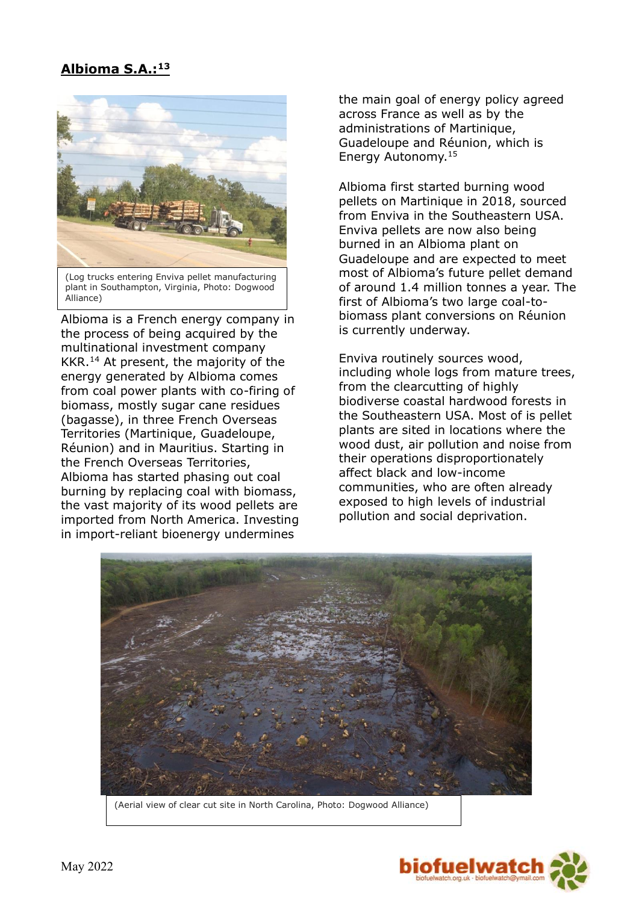## Albioma S.A.:[13]

(Log trucks entering Enviva pellet manufacturing plant in Southampton, Virginia, Photo: Dogwood Alliance)

Albioma is a French energy company in the process of being acquired by the multinational investment company KKR.[14] At present, the majority of the energy generated by Albioma comes from coal power plants with co-firing of biomass, mostly sugar cane residues (bagasse), in three French Overseas Territories (Martinique, Guadeloupe, Réunion) and in Mauritius. Starting in the French Overseas Territories, Albioma has started phasing out coal burning by replacing coal with biomass, the vast majority of its wood pellets are imported from North America. Investing in import-reliant bioenergy undermines the main goal of energy policy agreed across France as well as by the administrations of Martinique, Guadeloupe and Réunion, which is Energy Autonomy.[15]

Albioma first started burning wood pellets on Martinique in 2018, sourced from Enviva in the Southeastern USA. Enviva pellets are now also being burned in an Albioma plant on Guadeloupe and are expected to meet most of Albioma's future pellet demand of around 1.4 million tonnes a year. The first of Albioma's two large coal-to-biomass plant conversions on Réunion is currently underway.

Enviva routinely sources wood, including whole logs from mature trees, from the clearcutting of highly biodiverse coastal hardwood forests in the Southeastern USA. Most of is pellet plants are sited in locations where the wood dust, air pollution and noise from their operations disproportionately affect black and low-income communities, who are often already exposed to high levels of industrial pollution and social deprivation.

(Aerial view of clear cut site in North Carolina, Photo: Dogwood Alliance)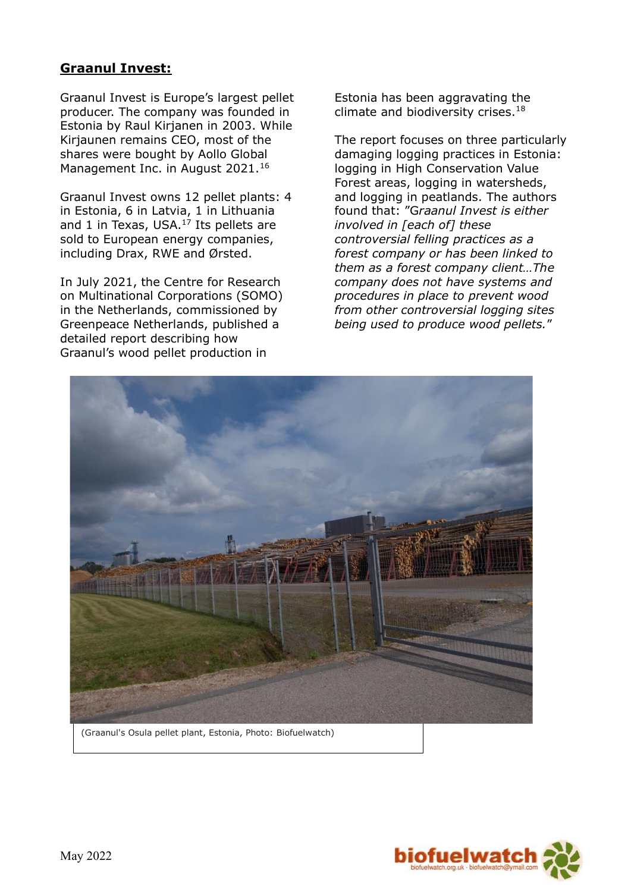## **Graanul Invest:**

Graanul Invest is Europe's largest pellet producer. The company was founded in Estonia by Raul Kirjanen in 2003. While Kirjaunen remains CEO, most of the shares were bought by Aollo Global Management Inc. in August 2021.[16]

Graanul Invest owns 12 pellet plants: 4 in Estonia, 6 in Latvia, 1 in Lithuania and 1 in Texas, USA.[17] Its pellets are sold to European energy companies, including Drax, RWE and Ørsted.

In July 2021, the Centre for Research on Multinational Corporations (SOMO) in the Netherlands, commissioned by Greenpeace Netherlands, published a detailed report describing how Graanul's wood pellet production in Estonia has been aggravating the climate and biodiversity crises.[18]

The report focuses on three particularly damaging logging practices in Estonia: logging in High Conservation Value Forest areas, logging in watersheds, and logging in peatlands. The authors found that: "*Graanul Invest is either involved in [each of] these controversial felling practices as a forest company or has been linked to them as a forest company client…The company does not have systems and procedures in place to prevent wood from other controversial logging sites being used to produce wood pellets.*"

(Graanul's Osula pellet plant, Estonia, Photo: Biofuelwatch)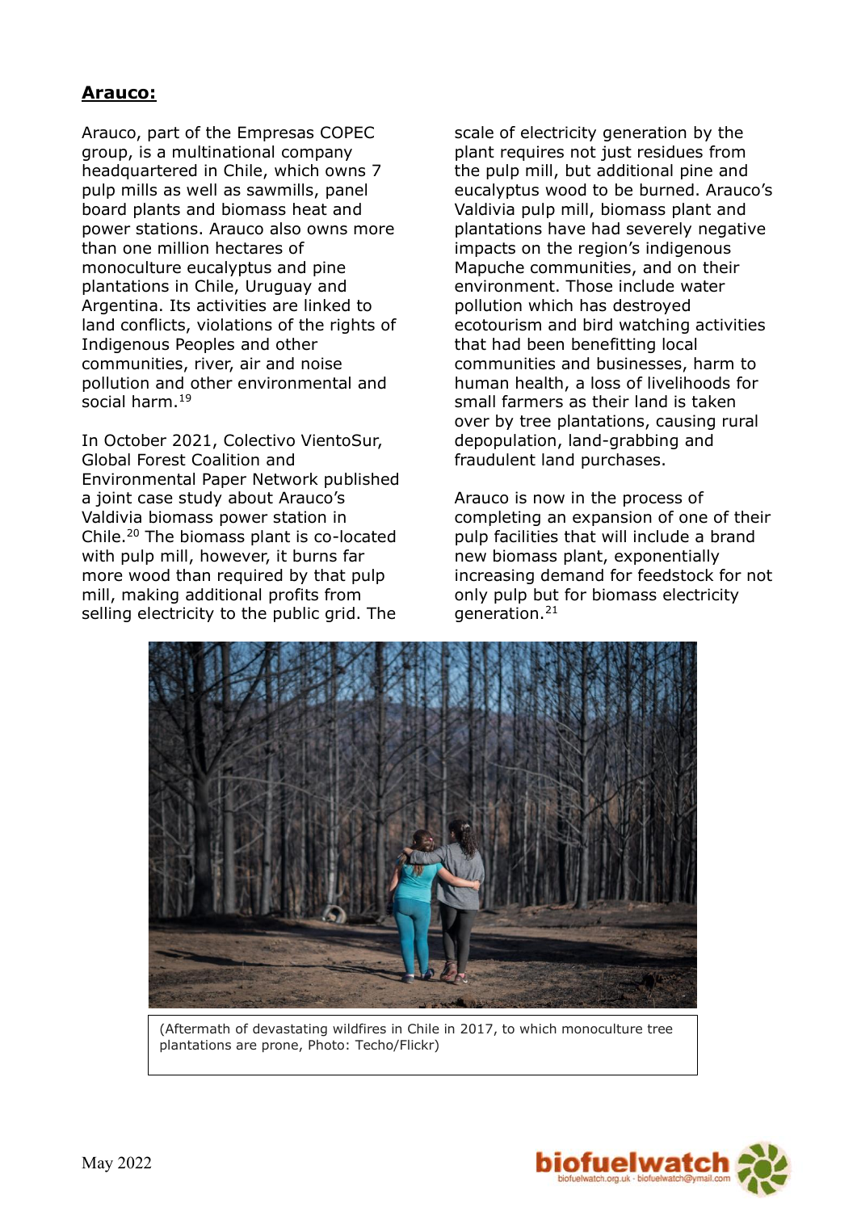## **Arauco:**

Arauco, part of the Empresas COPEC group, is a multinational company headquartered in Chile, which owns 7 pulp mills as well as sawmills, panel board plants and biomass heat and power stations. Arauco also owns more than one million hectares of monoculture eucalyptus and pine plantations in Chile, Uruguay and Argentina. Its activities are linked to land conflicts, violations of the rights of Indigenous Peoples and other communities, river, air and noise pollution and other environmental and social harm.[19]

In October 2021, Colectivo VientoSur, Global Forest Coalition and Environmental Paper Network published a joint case study about Arauco's Valdivia biomass power station in Chile.[20] The biomass plant is co-located with pulp mill, however, it burns far more wood than required by that pulp mill, making additional profits from selling electricity to the public grid. The scale of electricity generation by the plant requires not just residues from the pulp mill, but additional pine and eucalyptus wood to be burned. Arauco's Valdivia pulp mill, biomass plant and plantations have had severely negative impacts on the region's indigenous Mapuche communities, and on their environment. Those include water pollution which has destroyed ecotourism and bird watching activities that had been benefitting local communities and businesses, harm to human health, a loss of livelihoods for small farmers as their land is taken over by tree plantations, causing rural depopulation, land-grabbing and fraudulent land purchases.

Arauco is now in the process of completing an expansion of one of their pulp facilities that will include a brand new biomass plant, exponentially increasing demand for feedstock for not only pulp but for biomass electricity generation.[21]

(Aftermath of devastating wildfires in Chile in 2017, to which monoculture tree plantations are prone, Photo: Techo/Flickr)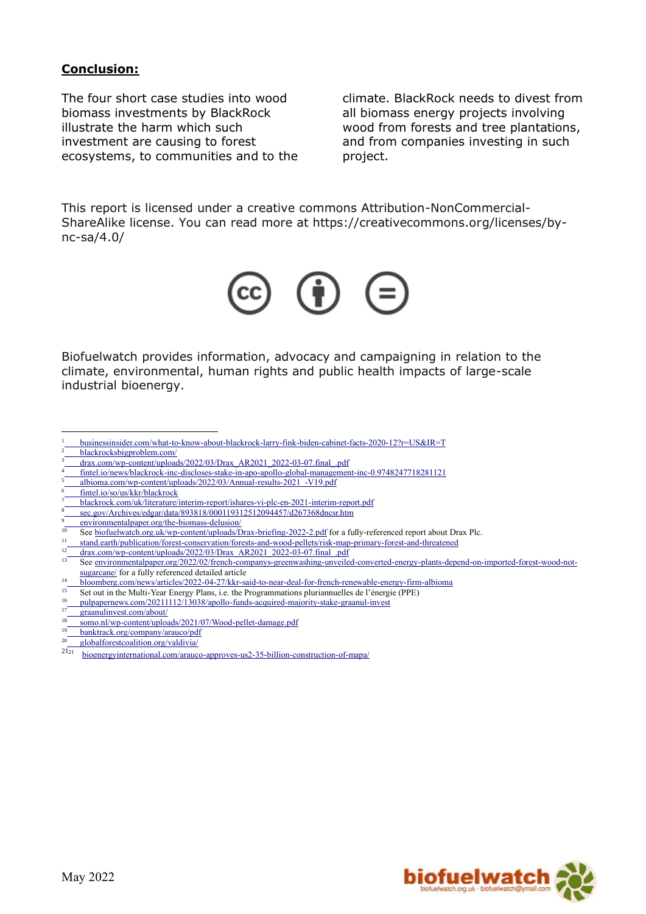## **Conclusion:**

The four short case studies into wood biomass investments by BlackRock illustrate the harm which such investment are causing to forest ecosystems, to communities and to the climate. BlackRock needs to divest from all biomass energy projects involving wood from forests and tree plantations, and from companies investing in such project.

This report is licensed under a creative commons Attribution-NonCommercial-ShareAlike license. You can read more at https://creativecommons.org/licenses/by-nc-sa/4.0/

Biofuelwatch provides information, advocacy and campaigning in relation to the climate, environmental, human rights and public health impacts of large-scale industrial bioenergy.

---

[1] businessinsider.com/what-to-know-about-blackrock-larry-fink-biden-cabinet-facts-2020-12?r=US&IR=T
[2] blackrocksbigproblem.com/
[3] drax.com/wp-content/uploads/2022/03/Drax_AR2021_2022-03-07.final_.pdf
[4] fintel.io/news/blackrock-inc-discloses-stake-in-apo-apollo-global-management-inc-0.9748247718281121
[5] albioma.com/wp-content/uploads/2022/03/Annual-results-2021_-V19.pdf
[6] fintel.io/so/us/kkr/blackrock
[7] blackrock.com/uk/literature/interim-report/ishares-vi-plc-en-2021-interim-report.pdf
[8] sec.gov/Archives/edgar/data/893818/000119312512094457/d267368dncsr.htm
[9] environmentalpaper.org/the-biomass-delusion/
[10] See biofuelwatch.org.uk/wp-content/uploads/Drax-briefing-2022-2.pdf for a fully-referenced report about Drax Plc.
[11] stand.earth/publication/forest-conservation/forests-and-wood-pellets/risk-map-primary-forest-and-threatened
[12] drax.com/wp-content/uploads/2022/03/Drax_AR2021_2022-03-07.final_.pdf
[13] See environmentalpaper.org/2022/02/french-companys-greenwashing-unveiled-converted-energy-plants-depend-on-imported-forest-wood-not-sugarcane/ for a fully referenced detailed article
[14] bloomberg.com/news/articles/2022-04-27/kkr-said-to-near-deal-for-french-renewable-energy-firm-albioma
[15] Set out in the Multi-Year Energy Plans, i.e. the Programmations pluriannuelles de l'énergie (PPE)
[16] pulpapernews.com/20211112/13038/apollo-funds-acquired-majority-stake-graanul-invest
[17] graanulinvest.com/about/
[18] somo.nl/wp-content/uploads/2021/07/Wood-pellet-damage.pdf
[19] banktrack.org/company/arauco/pdf
[20] globalforestcoalition.org/valdivia/
[21] bioenergyinternational.com/arauco-approves-us2-35-billion-construction-of-mapa/

May 2022